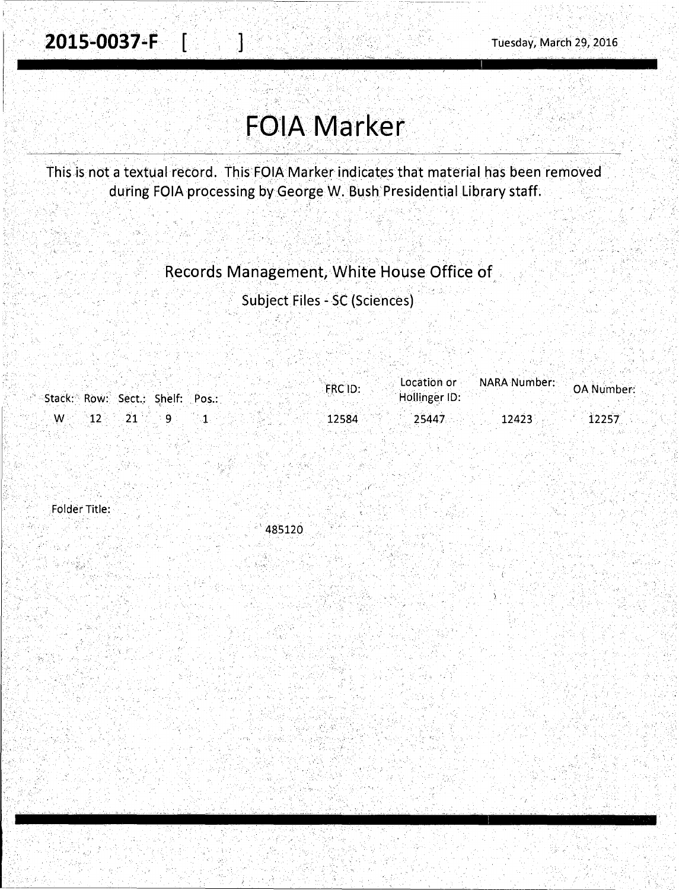**2015-0037-F** [ ]

Tuesday, March 29, 2016

# FOIA Marker

This is not a textual record. This FOIA Marker indicates that material has been removed during FOIA processing by George W. Bush Presidential Library staff.

## Records Management, White House Office of

Subject Files - SC (Sciences)

| Stack: | Row: | Sect.: | Shelf: | Pos.: | FRC ID: | Location or Hollinger ID: | NARA Number: | OA Number: |
|---|---|---|---|---|---|---|---|---|
| W | 12 | 21 | 9 | 1 | 12584 | 25447 | 12423 | 12257 |

Folder Title:

485120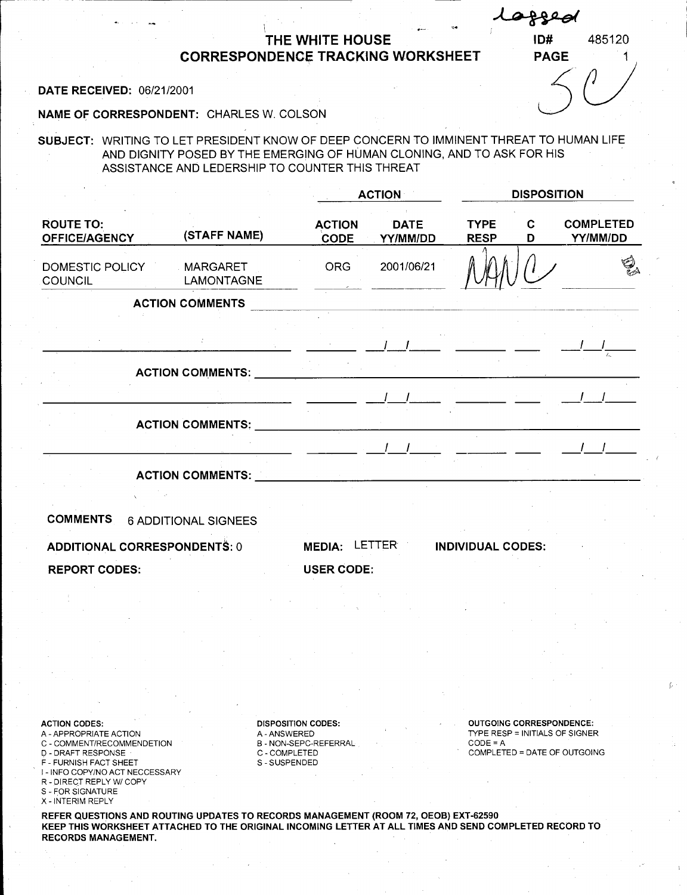Logged

# THE WHITE HOUSE
## CORRESPONDENCE TRACKING WORKSHEET

**ID#** 485120
**PAGE** 1

5C

**DATE RECEIVED:** 06/21/2001

**NAME OF CORRESPONDENT:** CHARLES W. COLSON

**SUBJECT:** WRITING TO LET PRESIDENT KNOW OF DEEP CONCERN TO IMMINENT THREAT TO HUMAN LIFE AND DIGNITY POSED BY THE EMERGING OF HUMAN CLONING, AND TO ASK FOR HIS ASSISTANCE AND LEDERSHIP TO COUNTER THIS THREAT

| ROUTE TO: OFFICE/AGENCY | (STAFF NAME) | ACTION: ACTION CODE | ACTION: DATE YY/MM/DD | DISPOSITION: TYPE RESP | DISPOSITION: C D | DISPOSITION: COMPLETED YY/MM/DD |
|---|---|---|---|---|---|---|
| DOMESTIC POLICY COUNCIL | MARGARET LAMONTAGNE | ORG | 2001/06/21 | NAN | C | DI |
| ACTION COMMENTS | | | | | | |
| | | | / / | | | / / |
| ACTION COMMENTS: | | | | | | |
| | | | / / | | | / / |
| ACTION COMMENTS: | | | | | | |
| | | | / / | | | / / |
| ACTION COMMENTS: | | | | | | |

**COMMENTS** 6 ADDITIONAL SIGNEES

**ADDITIONAL CORRESPONDENTS:** 0 **MEDIA:** LETTER **INDIVIDUAL CODES:**

**REPORT CODES:** **USER CODE:**

**ACTION CODES:**
A - APPROPRIATE ACTION
C - COMMENT/RECOMMENDETION
D - DRAFT RESPONSE
F - FURNISH FACT SHEET
I - INFO COPY/NO ACT NECCESSARY
R - DIRECT REPLY W/ COPY
S - FOR SIGNATURE
X - INTERIM REPLY

**DISPOSITION CODES:**
A - ANSWERED
B - NON-SEPC-REFERRAL
C - COMPLETED
S - SUSPENDED

**OUTGOING CORRESPONDENCE:**
TYPE RESP = INITIALS OF SIGNER
CODE = A
COMPLETED = DATE OF OUTGOING

**REFER QUESTIONS AND ROUTING UPDATES TO RECORDS MANAGEMENT (ROOM 72, OEOB) EXT-62590**
**KEEP THIS WORKSHEET ATTACHED TO THE ORIGINAL INCOMING LETTER AT ALL TIMES AND SEND COMPLETED RECORD TO RECORDS MANAGEMENT.**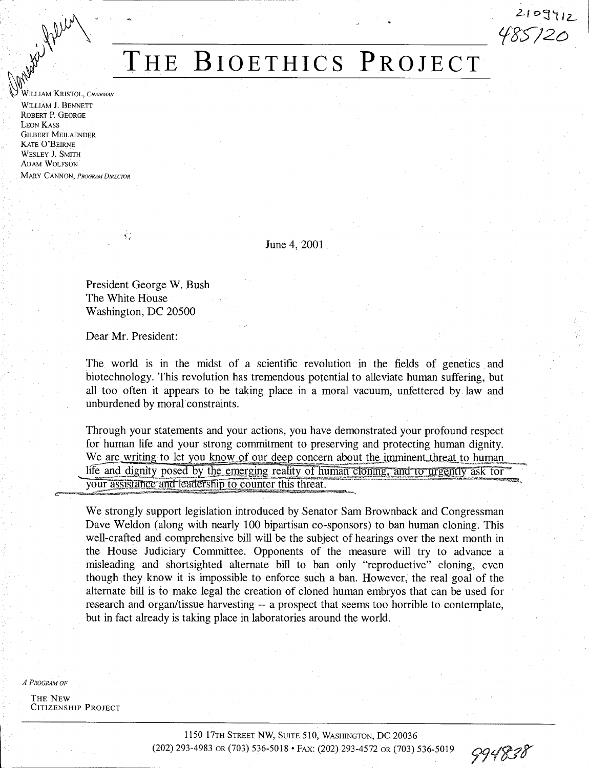# THE BIOETHICS PROJECT

WILLIAM KRISTOL, *CHAIRMAN*
WILLIAM J. BENNETT
ROBERT P. GEORGE
LEON KASS
GILBERT MEILAENDER
KATE O'BEIRNE
WESLEY J. SMITH
ADAM WOLFSON
MARY CANNON, *PROGRAM DIRECTOR*

June 4, 2001

President George W. Bush
The White House
Washington, DC 20500

Dear Mr. President:

The world is in the midst of a scientific revolution in the fields of genetics and biotechnology. This revolution has tremendous potential to alleviate human suffering, but all too often it appears to be taking place in a moral vacuum, unfettered by law and unburdened by moral constraints.

Through your statements and your actions, you have demonstrated your profound respect for human life and your strong commitment to preserving and protecting human dignity. We are writing to let you know of our deep concern about the imminent threat to human life and dignity posed by the emerging reality of human cloning, and to urgently ask for your assistance and leadership to counter this threat.

We strongly support legislation introduced by Senator Sam Brownback and Congressman Dave Weldon (along with nearly 100 bipartisan co-sponsors) to ban human cloning. This well-crafted and comprehensive bill will be the subject of hearings over the next month in the House Judiciary Committee. Opponents of the measure will try to advance a misleading and shortsighted alternate bill to ban only "reproductive" cloning, even though they know it is impossible to enforce such a ban. However, the real goal of the alternate bill is to make legal the creation of cloned human embryos that can be used for research and organ/tissue harvesting -- a prospect that seems too horrible to contemplate, but in fact already is taking place in laboratories around the world.

*A PROGRAM OF*
THE NEW CITIZENSHIP PROJECT

1150 17TH STREET NW, SUITE 510, WASHINGTON, DC 20036
(202) 293-4983 OR (703) 536-5018 • FAX: (202) 293-4572 OR (703) 536-5019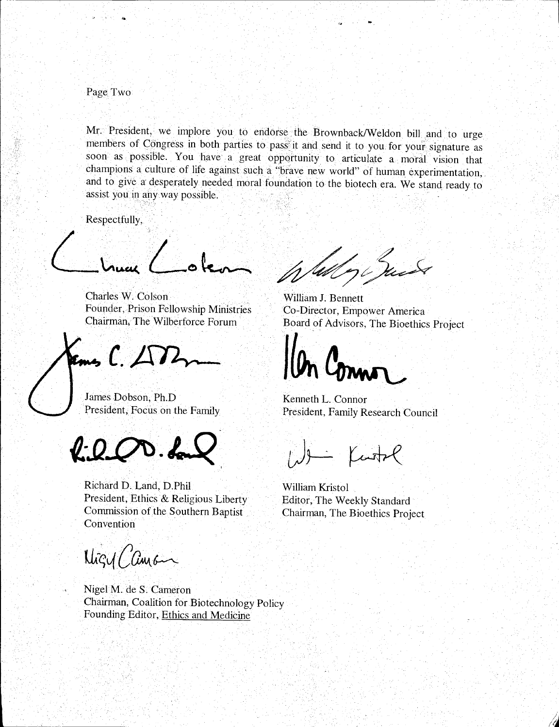Page Two

Mr. President, we implore you to endorse the Brownback/Weldon bill and to urge members of Congress in both parties to pass it and send it to you for your signature as soon as possible. You have a great opportunity to articulate a moral vision that champions a culture of life against such a "brave new world" of human experimentation, and to give a desperately needed moral foundation to the biotech era. We stand ready to assist you in any way possible.

Respectfully,

Charles W. Colson
Founder, Prison Fellowship Ministries
Chairman, The Wilberforce Forum

William J. Bennett
Co-Director, Empower America
Board of Advisors, The Bioethics Project

James Dobson, Ph.D
President, Focus on the Family

Kenneth L. Connor
President, Family Research Council

Richard D. Land, D.Phil
President, Ethics & Religious Liberty Commission of the Southern Baptist Convention

William Kristol
Editor, The Weekly Standard
Chairman, The Bioethics Project

Nigel M. de S. Cameron
Chairman, Coalition for Biotechnology Policy
Founding Editor, Ethics and Medicine